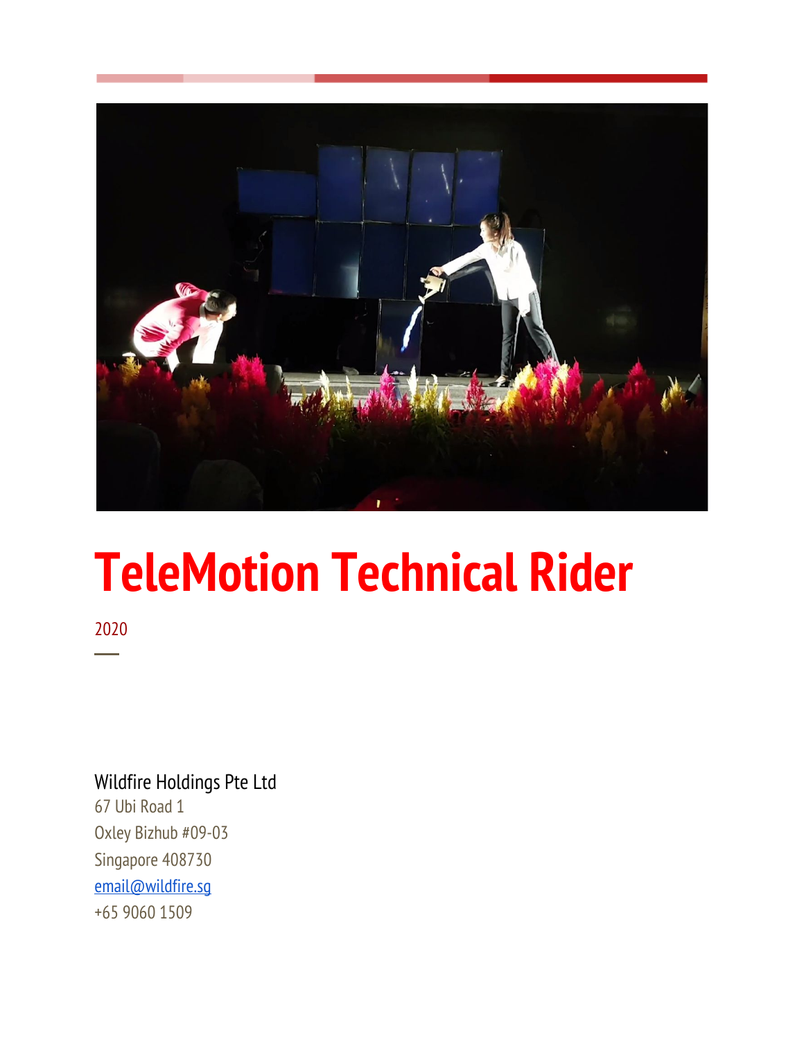# TeleMotion Technical Rider

2020

Wildfire Holdings Pte Ltd
67 Ubi Road 1
Oxley Bizhub #09-03
Singapore 408730
email@wildfire.sg
+65 9060 1509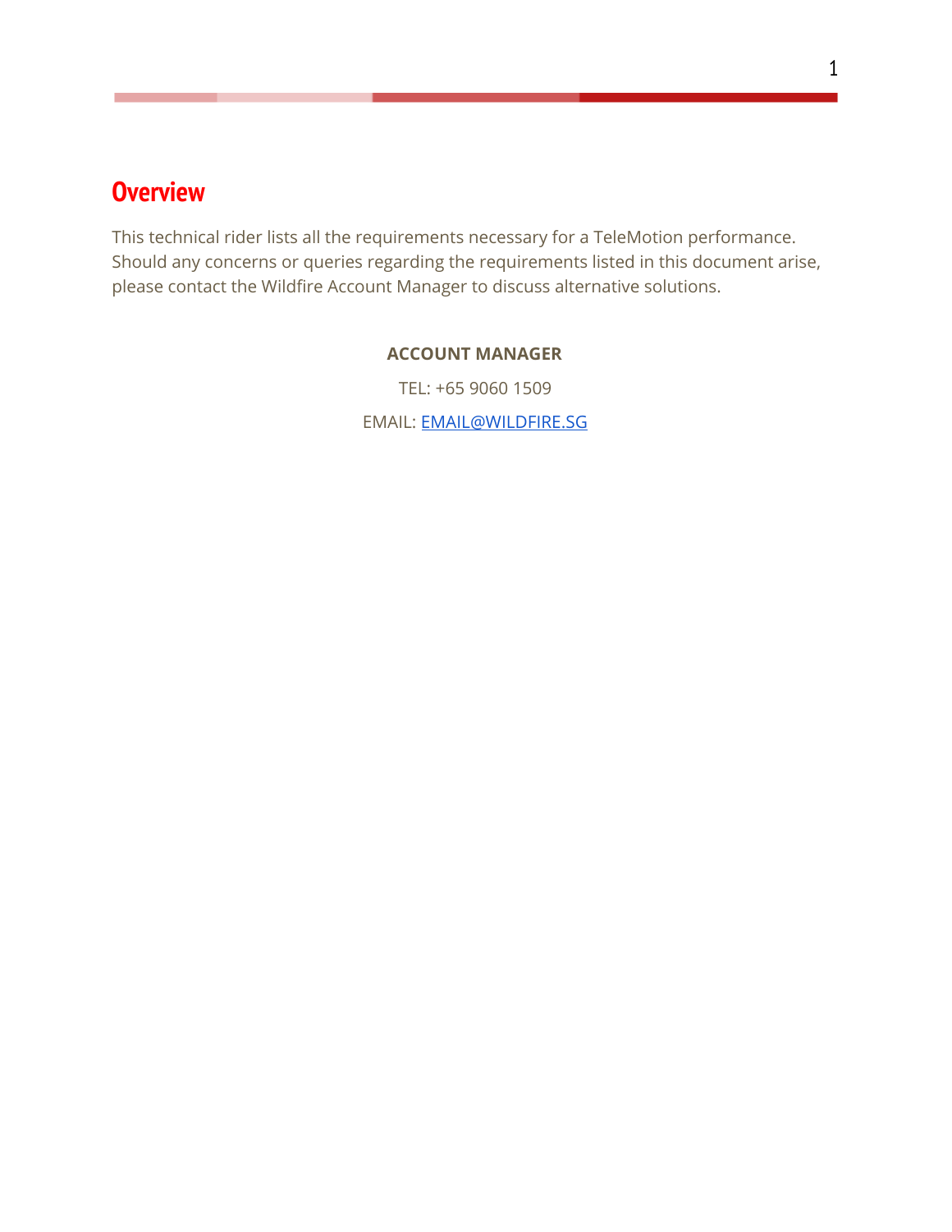## Overview

This technical rider lists all the requirements necessary for a TeleMotion performance. Should any concerns or queries regarding the requirements listed in this document arise, please contact the Wildfire Account Manager to discuss alternative solutions.

**ACCOUNT MANAGER**

TEL: +65 9060 1509

EMAIL: [EMAIL@WILDFIRE.SG](mailto:EMAIL@WILDFIRE.SG)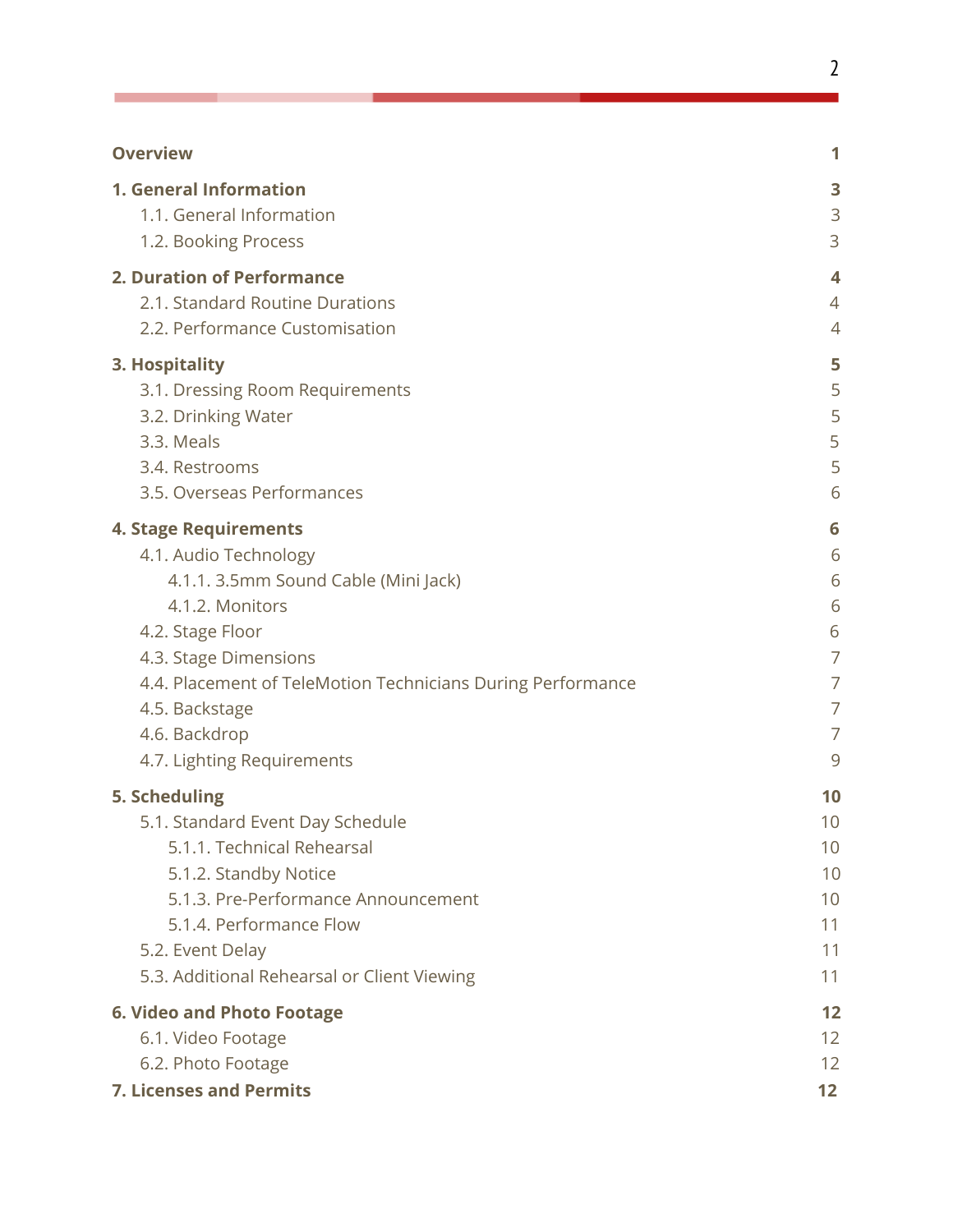| | |
|---|---|
| **Overview** | **1** |
| **1. General Information** | **3** |
| 1.1. General Information | 3 |
| 1.2. Booking Process | 3 |
| **2. Duration of Performance** | **4** |
| 2.1. Standard Routine Durations | 4 |
| 2.2. Performance Customisation | 4 |
| **3. Hospitality** | **5** |
| 3.1. Dressing Room Requirements | 5 |
| 3.2. Drinking Water | 5 |
| 3.3. Meals | 5 |
| 3.4. Restrooms | 5 |
| 3.5. Overseas Performances | 6 |
| **4. Stage Requirements** | **6** |
| 4.1. Audio Technology | 6 |
| 4.1.1. 3.5mm Sound Cable (Mini Jack) | 6 |
| 4.1.2. Monitors | 6 |
| 4.2. Stage Floor | 6 |
| 4.3. Stage Dimensions | 7 |
| 4.4. Placement of TeleMotion Technicians During Performance | 7 |
| 4.5. Backstage | 7 |
| 4.6. Backdrop | 7 |
| 4.7. Lighting Requirements | 9 |
| **5. Scheduling** | **10** |
| 5.1. Standard Event Day Schedule | 10 |
| 5.1.1. Technical Rehearsal | 10 |
| 5.1.2. Standby Notice | 10 |
| 5.1.3. Pre-Performance Announcement | 10 |
| 5.1.4. Performance Flow | 11 |
| 5.2. Event Delay | 11 |
| 5.3. Additional Rehearsal or Client Viewing | 11 |
| **6. Video and Photo Footage** | **12** |
| 6.1. Video Footage | 12 |
| 6.2. Photo Footage | 12 |
| **7. Licenses and Permits** | **12** |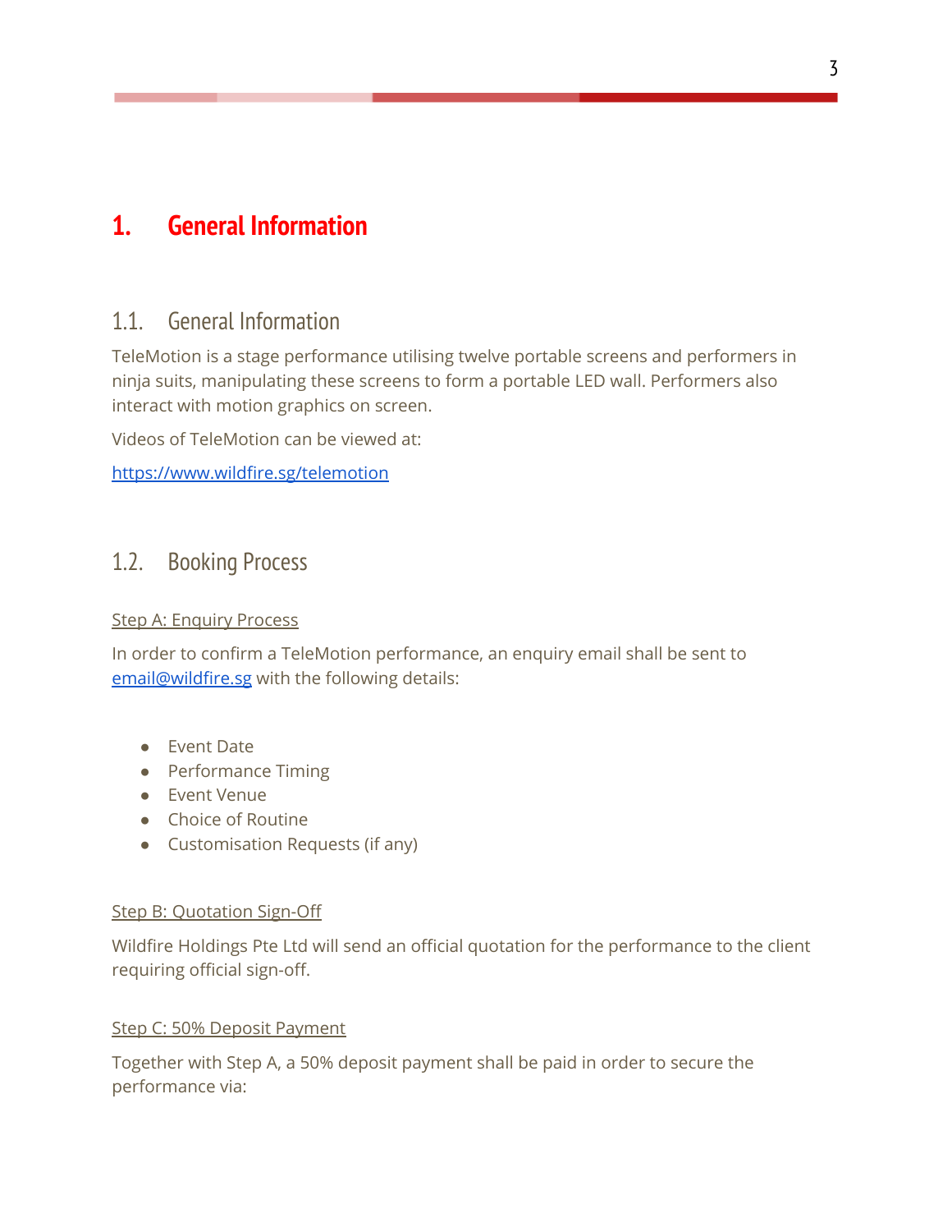# 1. General Information

## 1.1. General Information

TeleMotion is a stage performance utilising twelve portable screens and performers in ninja suits, manipulating these screens to form a portable LED wall. Performers also interact with motion graphics on screen.

Videos of TeleMotion can be viewed at:

[https://www.wildfire.sg/telemotion](https://www.wildfire.sg/telemotion)

## 1.2. Booking Process

Step A: Enquiry Process

In order to confirm a TeleMotion performance, an enquiry email shall be sent to [email@wildfire.sg](mailto:email@wildfire.sg) with the following details:

- Event Date
- Performance Timing
- Event Venue
- Choice of Routine
- Customisation Requests (if any)

Step B: Quotation Sign-Off

Wildfire Holdings Pte Ltd will send an official quotation for the performance to the client requiring official sign-off.

Step C: 50% Deposit Payment

Together with Step A, a 50% deposit payment shall be paid in order to secure the performance via: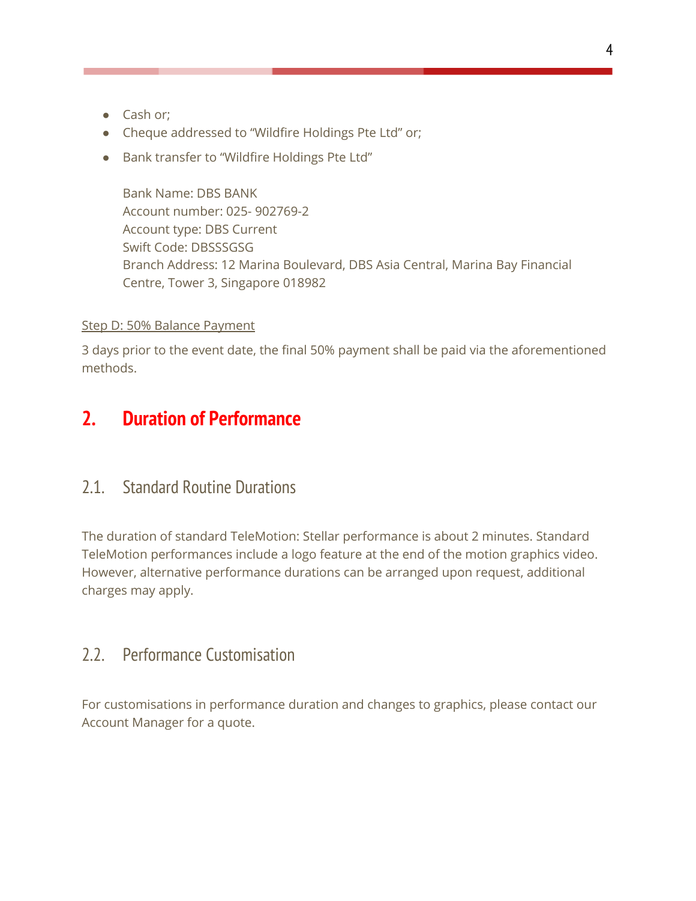- Cash or;
- Cheque addressed to "Wildfire Holdings Pte Ltd" or;
- Bank transfer to "Wildfire Holdings Pte Ltd"

  Bank Name: DBS BANK
  Account number: 025- 902769-2
  Account type: DBS Current
  Swift Code: DBSSSGSG
  Branch Address: 12 Marina Boulevard, DBS Asia Central, Marina Bay Financial Centre, Tower 3, Singapore 018982

Step D: 50% Balance Payment

3 days prior to the event date, the final 50% payment shall be paid via the aforementioned methods.

# 2. Duration of Performance

## 2.1. Standard Routine Durations

The duration of standard TeleMotion: Stellar performance is about 2 minutes. Standard TeleMotion performances include a logo feature at the end of the motion graphics video. However, alternative performance durations can be arranged upon request, additional charges may apply.

## 2.2. Performance Customisation

For customisations in performance duration and changes to graphics, please contact our Account Manager for a quote.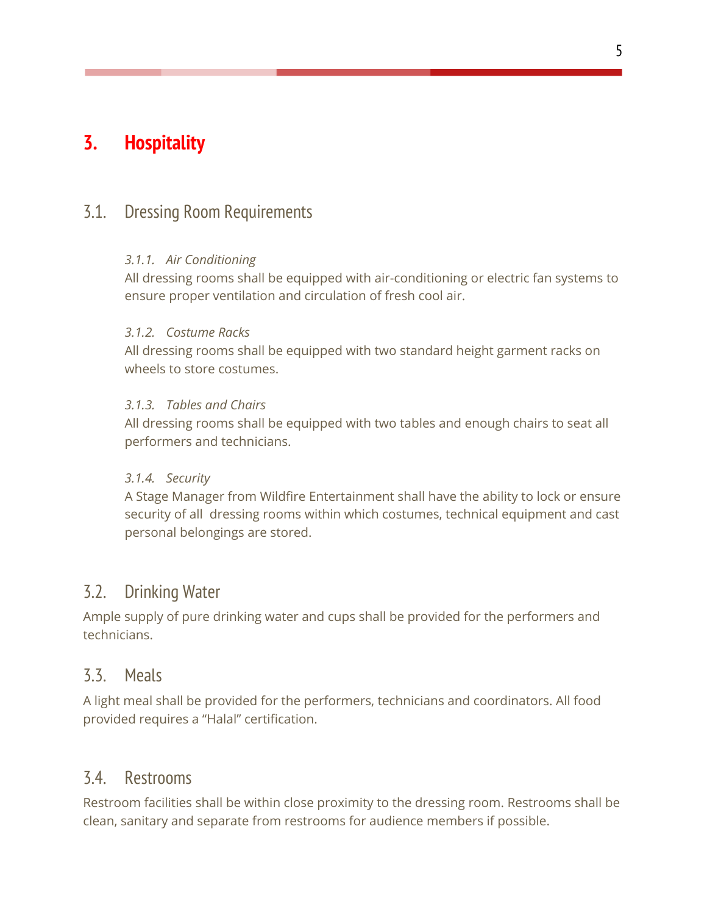# 3. Hospitality

## 3.1. Dressing Room Requirements

### *3.1.1. Air Conditioning*

All dressing rooms shall be equipped with air-conditioning or electric fan systems to ensure proper ventilation and circulation of fresh cool air.

### *3.1.2. Costume Racks*

All dressing rooms shall be equipped with two standard height garment racks on wheels to store costumes.

### *3.1.3. Tables and Chairs*

All dressing rooms shall be equipped with two tables and enough chairs to seat all performers and technicians.

### *3.1.4. Security*

A Stage Manager from Wildfire Entertainment shall have the ability to lock or ensure security of all dressing rooms within which costumes, technical equipment and cast personal belongings are stored.

## 3.2. Drinking Water

Ample supply of pure drinking water and cups shall be provided for the performers and technicians.

## 3.3. Meals

A light meal shall be provided for the performers, technicians and coordinators. All food provided requires a "Halal" certification.

## 3.4. Restrooms

Restroom facilities shall be within close proximity to the dressing room. Restrooms shall be clean, sanitary and separate from restrooms for audience members if possible.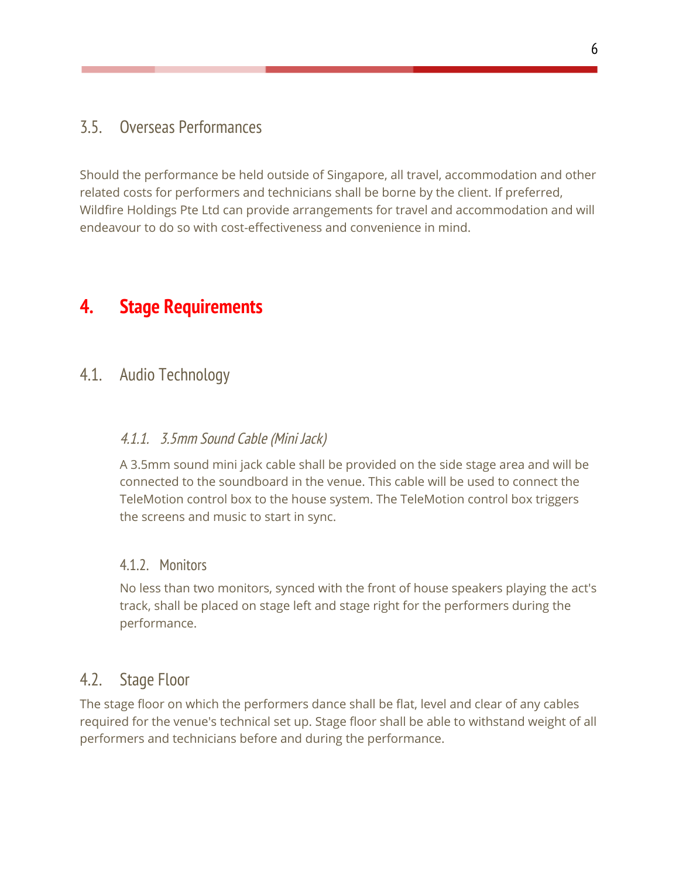### 3.5. Overseas Performances

Should the performance be held outside of Singapore, all travel, accommodation and other related costs for performers and technicians shall be borne by the client. If preferred, Wildfire Holdings Pte Ltd can provide arrangements for travel and accommodation and will endeavour to do so with cost-effectiveness and convenience in mind.

## 4. Stage Requirements

### 4.1. Audio Technology

#### *4.1.1. 3.5mm Sound Cable (Mini Jack)*

A 3.5mm sound mini jack cable shall be provided on the side stage area and will be connected to the soundboard in the venue. This cable will be used to connect the TeleMotion control box to the house system. The TeleMotion control box triggers the screens and music to start in sync.

#### 4.1.2. Monitors

No less than two monitors, synced with the front of house speakers playing the act's track, shall be placed on stage left and stage right for the performers during the performance.

### 4.2. Stage Floor

The stage floor on which the performers dance shall be flat, level and clear of any cables required for the venue's technical set up. Stage floor shall be able to withstand weight of all performers and technicians before and during the performance.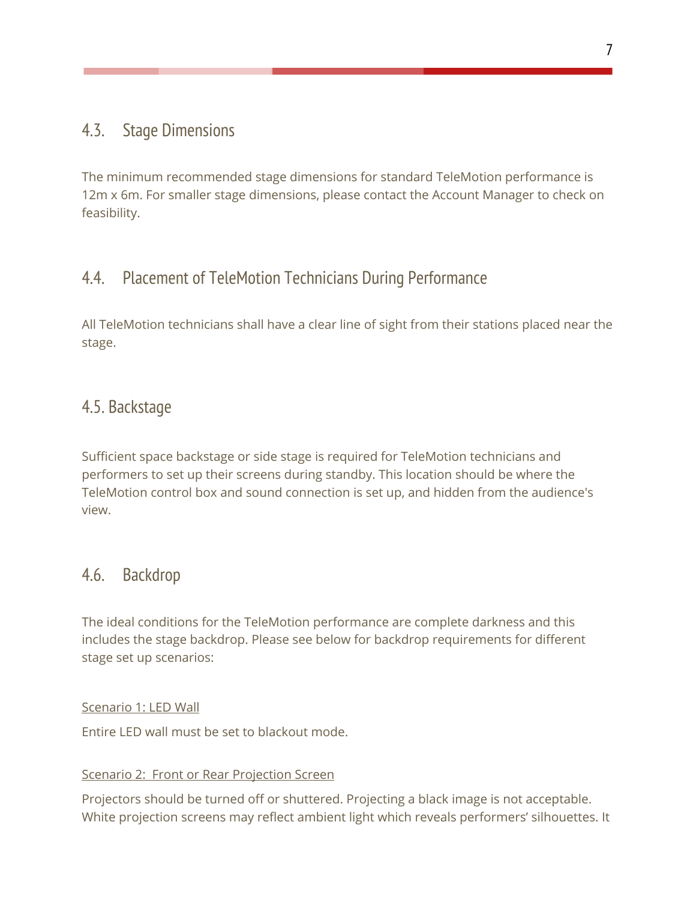## 4.3. Stage Dimensions

The minimum recommended stage dimensions for standard TeleMotion performance is 12m x 6m. For smaller stage dimensions, please contact the Account Manager to check on feasibility.

## 4.4. Placement of TeleMotion Technicians During Performance

All TeleMotion technicians shall have a clear line of sight from their stations placed near the stage.

## 4.5. Backstage

Sufficient space backstage or side stage is required for TeleMotion technicians and performers to set up their screens during standby. This location should be where the TeleMotion control box and sound connection is set up, and hidden from the audience's view.

## 4.6. Backdrop

The ideal conditions for the TeleMotion performance are complete darkness and this includes the stage backdrop. Please see below for backdrop requirements for different stage set up scenarios:

<u>Scenario 1: LED Wall</u>

Entire LED wall must be set to blackout mode.

<u>Scenario 2: Front or Rear Projection Screen</u>

Projectors should be turned off or shuttered. Projecting a black image is not acceptable. White projection screens may reflect ambient light which reveals performers' silhouettes. It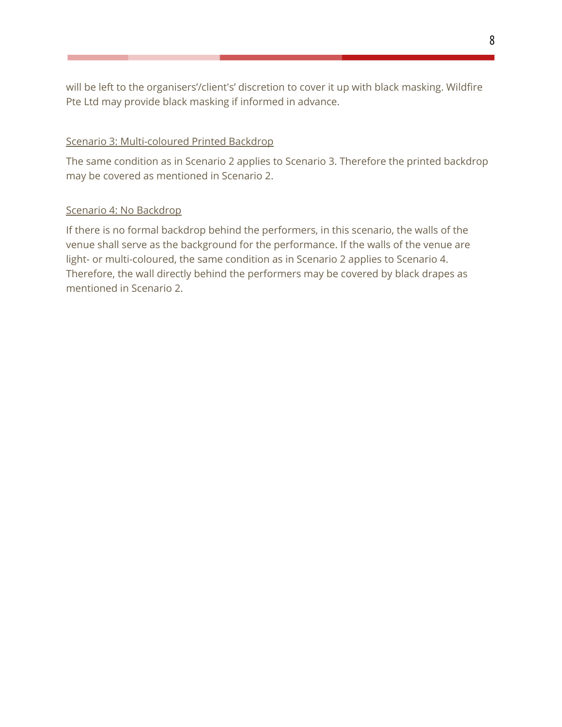will be left to the organisers'/client's' discretion to cover it up with black masking. Wildfire Pte Ltd may provide black masking if informed in advance.

<u>Scenario 3: Multi-coloured Printed Backdrop</u>

The same condition as in Scenario 2 applies to Scenario 3. Therefore the printed backdrop may be covered as mentioned in Scenario 2.

<u>Scenario 4: No Backdrop</u>

If there is no formal backdrop behind the performers, in this scenario, the walls of the venue shall serve as the background for the performance. If the walls of the venue are light- or multi-coloured, the same condition as in Scenario 2 applies to Scenario 4. Therefore, the wall directly behind the performers may be covered by black drapes as mentioned in Scenario 2.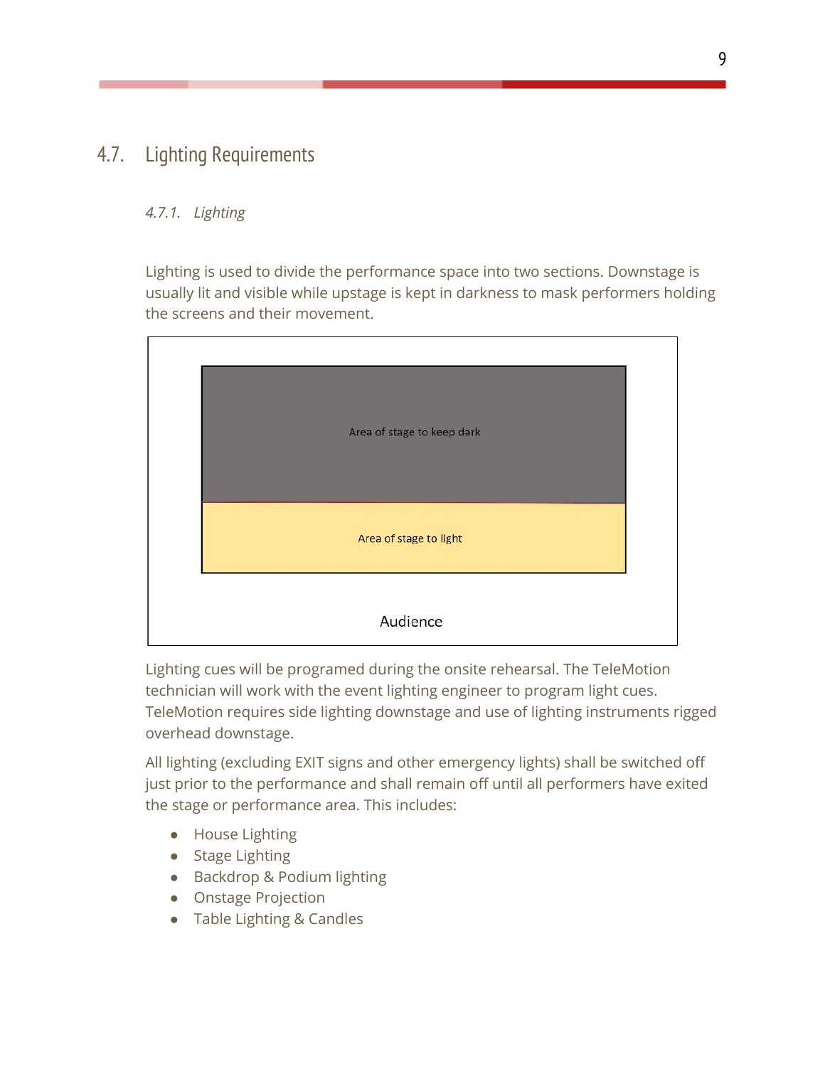## 4.7. Lighting Requirements

### *4.7.1. Lighting*

Lighting is used to divide the performance space into two sections. Downstage is usually lit and visible while upstage is kept in darkness to mask performers holding the screens and their movement.

Area of stage to keep dark

Area of stage to light

Audience

Lighting cues will be programed during the onsite rehearsal. The TeleMotion technician will work with the event lighting engineer to program light cues. TeleMotion requires side lighting downstage and use of lighting instruments rigged overhead downstage.

All lighting (excluding EXIT signs and other emergency lights) shall be switched off just prior to the performance and shall remain off until all performers have exited the stage or performance area. This includes:

- House Lighting
- Stage Lighting
- Backdrop & Podium lighting
- Onstage Projection
- Table Lighting & Candles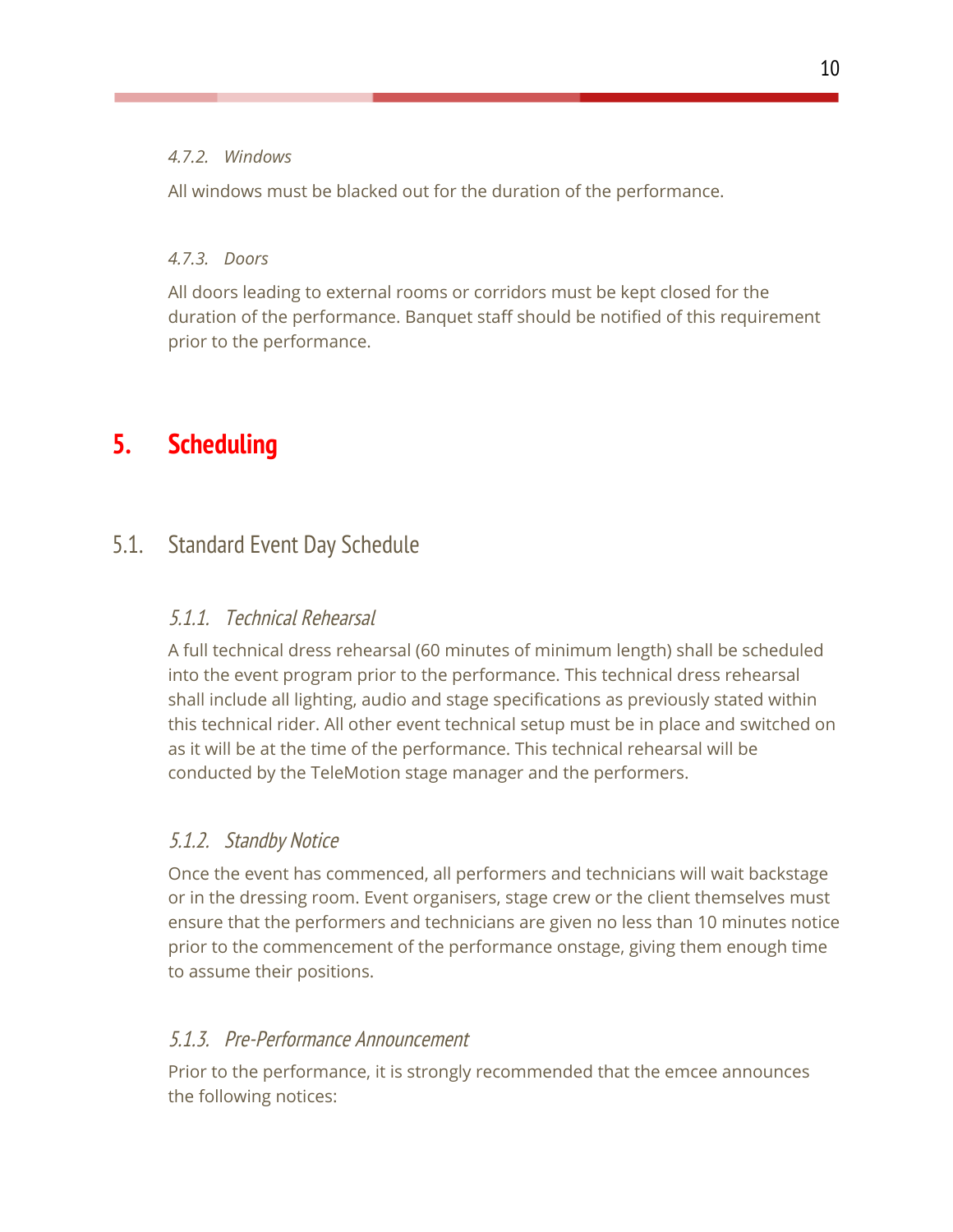#### 4.7.2. Windows

All windows must be blacked out for the duration of the performance.

#### 4.7.3. Doors

All doors leading to external rooms or corridors must be kept closed for the duration of the performance. Banquet staff should be notified of this requirement prior to the performance.

# 5. Scheduling

## 5.1. Standard Event Day Schedule

### 5.1.1. Technical Rehearsal

A full technical dress rehearsal (60 minutes of minimum length) shall be scheduled into the event program prior to the performance. This technical dress rehearsal shall include all lighting, audio and stage specifications as previously stated within this technical rider. All other event technical setup must be in place and switched on as it will be at the time of the performance. This technical rehearsal will be conducted by the TeleMotion stage manager and the performers.

### 5.1.2. Standby Notice

Once the event has commenced, all performers and technicians will wait backstage or in the dressing room. Event organisers, stage crew or the client themselves must ensure that the performers and technicians are given no less than 10 minutes notice prior to the commencement of the performance onstage, giving them enough time to assume their positions.

### 5.1.3. Pre-Performance Announcement

Prior to the performance, it is strongly recommended that the emcee announces the following notices: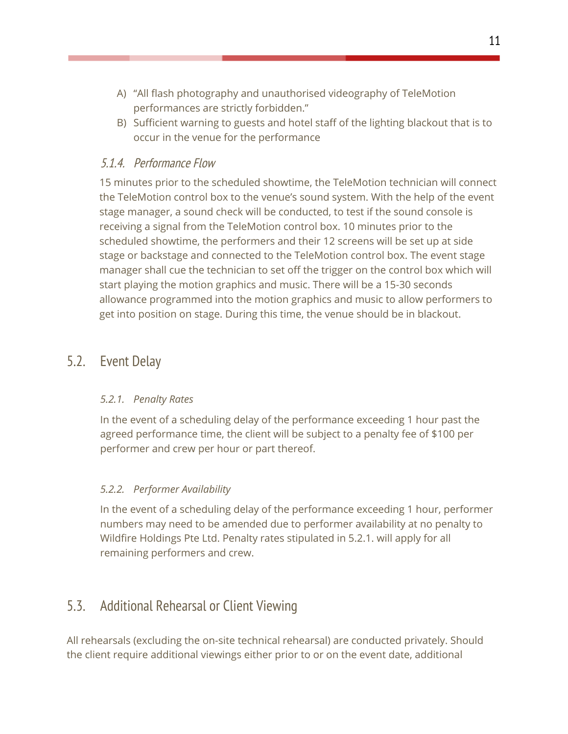A) "All flash photography and unauthorised videography of TeleMotion performances are strictly forbidden."
B) Sufficient warning to guests and hotel staff of the lighting blackout that is to occur in the venue for the performance

#### *5.1.4. Performance Flow*

15 minutes prior to the scheduled showtime, the TeleMotion technician will connect the TeleMotion control box to the venue's sound system. With the help of the event stage manager, a sound check will be conducted, to test if the sound console is receiving a signal from the TeleMotion control box. 10 minutes prior to the scheduled showtime, the performers and their 12 screens will be set up at side stage or backstage and connected to the TeleMotion control box. The event stage manager shall cue the technician to set off the trigger on the control box which will start playing the motion graphics and music. There will be a 15-30 seconds allowance programmed into the motion graphics and music to allow performers to get into position on stage. During this time, the venue should be in blackout.

## 5.2. Event Delay

#### *5.2.1. Penalty Rates*

In the event of a scheduling delay of the performance exceeding 1 hour past the agreed performance time, the client will be subject to a penalty fee of $100 per performer and crew per hour or part thereof.

#### *5.2.2. Performer Availability*

In the event of a scheduling delay of the performance exceeding 1 hour, performer numbers may need to be amended due to performer availability at no penalty to Wildfire Holdings Pte Ltd. Penalty rates stipulated in 5.2.1. will apply for all remaining performers and crew.

## 5.3. Additional Rehearsal or Client Viewing

All rehearsals (excluding the on-site technical rehearsal) are conducted privately. Should the client require additional viewings either prior to or on the event date, additional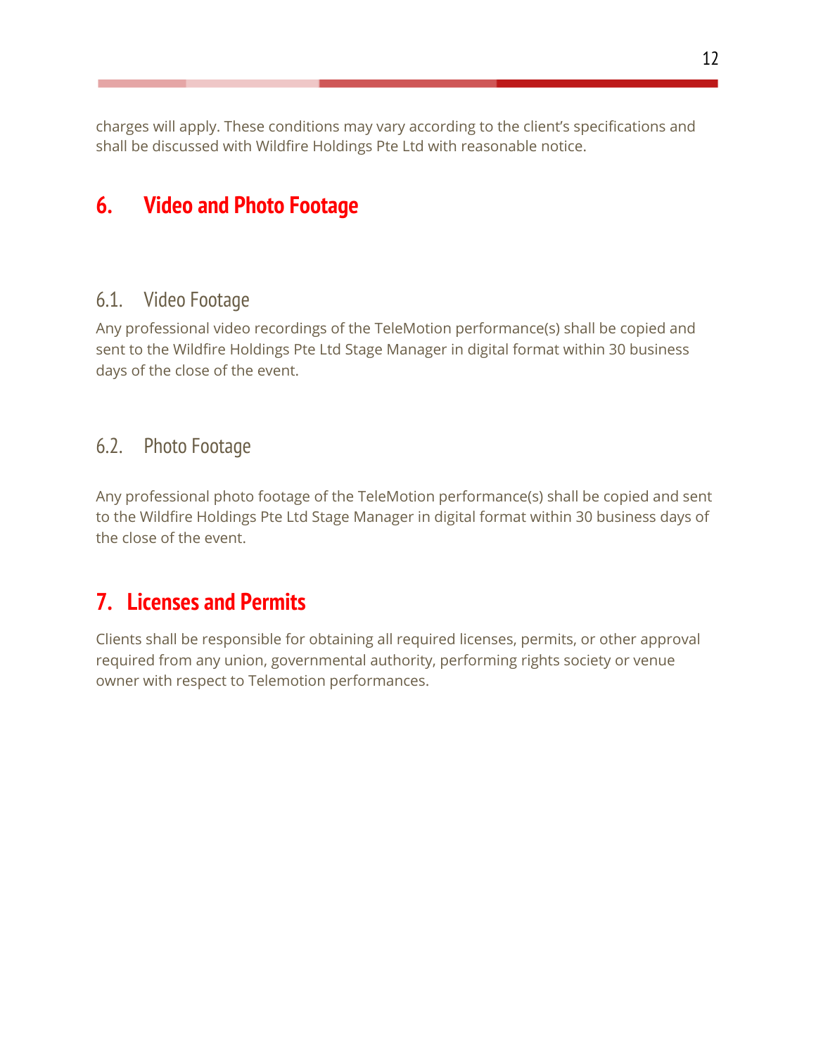charges will apply. These conditions may vary according to the client's specifications and shall be discussed with Wildfire Holdings Pte Ltd with reasonable notice.

# 6. Video and Photo Footage

## 6.1. Video Footage

Any professional video recordings of the TeleMotion performance(s) shall be copied and sent to the Wildfire Holdings Pte Ltd Stage Manager in digital format within 30 business days of the close of the event.

## 6.2. Photo Footage

Any professional photo footage of the TeleMotion performance(s) shall be copied and sent to the Wildfire Holdings Pte Ltd Stage Manager in digital format within 30 business days of the close of the event.

# 7. Licenses and Permits

Clients shall be responsible for obtaining all required licenses, permits, or other approval required from any union, governmental authority, performing rights society or venue owner with respect to Telemotion performances.